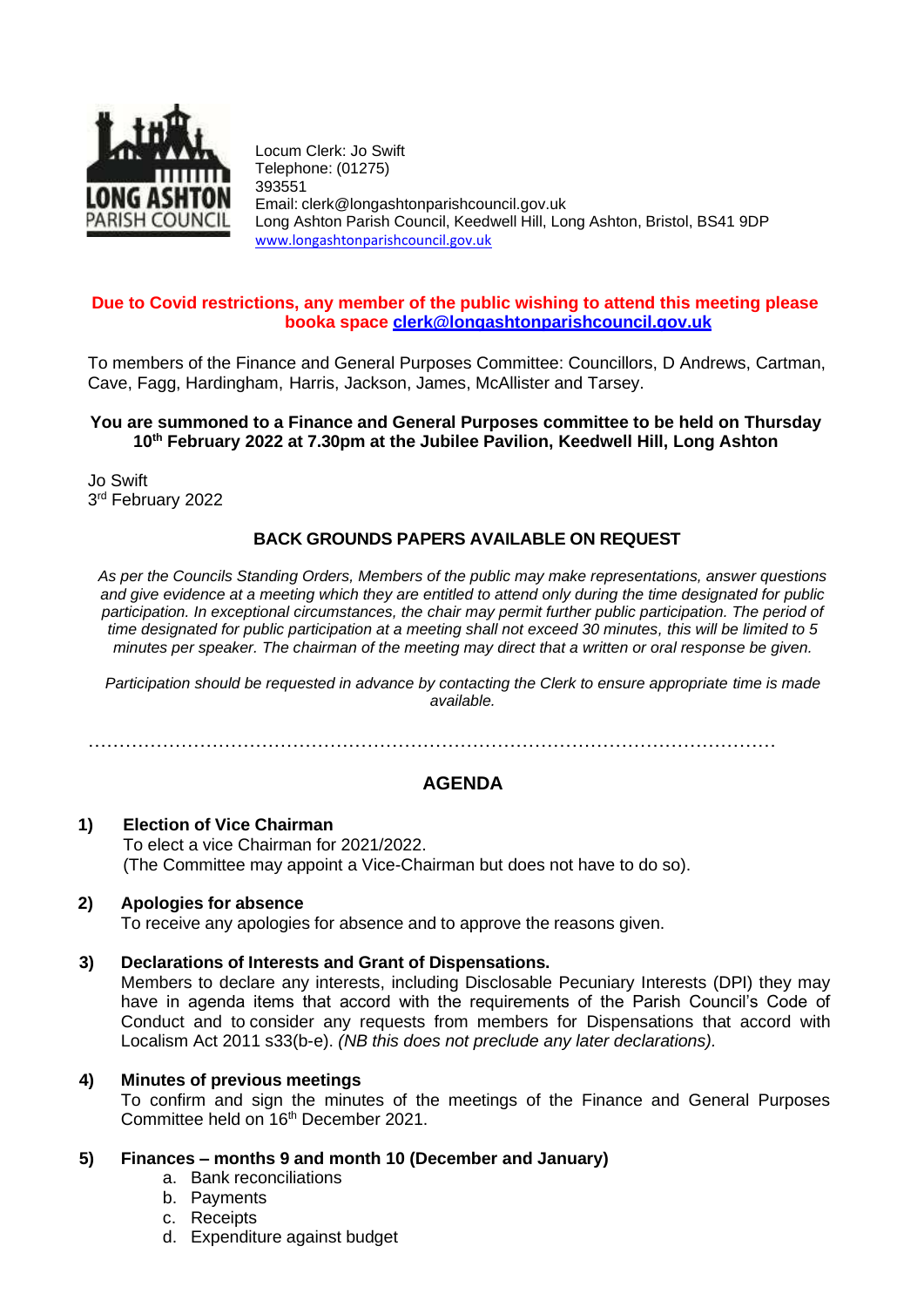Locum Clerk: Jo Swift
Telephone: (01275) 393551
Email: clerk@longashtonparishcouncil.gov.uk
Long Ashton Parish Council, Keedwell Hill, Long Ashton, Bristol, BS41 9DP
www.longashtonparishcouncil.gov.uk

**Due to Covid restrictions, any member of the public wishing to attend this meeting please booka space clerk@longashtonparishcouncil.gov.uk**

To members of the Finance and General Purposes Committee: Councillors, D Andrews, Cartman, Cave, Fagg, Hardingham, Harris, Jackson, James, McAllister and Tarsey.

**You are summoned to a Finance and General Purposes committee to be held on Thursday 10th February 2022 at 7.30pm at the Jubilee Pavilion, Keedwell Hill, Long Ashton**

Jo Swift
3rd February 2022

**BACK GROUNDS PAPERS AVAILABLE ON REQUEST**

*As per the Councils Standing Orders, Members of the public may make representations, answer questions and give evidence at a meeting which they are entitled to attend only during the time designated for public participation. In exceptional circumstances, the chair may permit further public participation. The period of time designated for public participation at a meeting shall not exceed 30 minutes, this will be limited to 5 minutes per speaker. The chairman of the meeting may direct that a written or oral response be given.*

*Participation should be requested in advance by contacting the Clerk to ensure appropriate time is made available.*

……………………………………………………………………………………………………

## AGENDA

**1) Election of Vice Chairman**
To elect a vice Chairman for 2021/2022.
(The Committee may appoint a Vice-Chairman but does not have to do so).

**2) Apologies for absence**
To receive any apologies for absence and to approve the reasons given.

**3) Declarations of Interests and Grant of Dispensations.**
Members to declare any interests, including Disclosable Pecuniary Interests (DPI) they may have in agenda items that accord with the requirements of the Parish Council's Code of Conduct and to consider any requests from members for Dispensations that accord with Localism Act 2011 s33(b-e). *(NB this does not preclude any later declarations).*

**4) Minutes of previous meetings**
To confirm and sign the minutes of the meetings of the Finance and General Purposes Committee held on 16th December 2021.

**5) Finances – months 9 and month 10 (December and January)**

a. Bank reconciliations
b. Payments
c. Receipts
d. Expenditure against budget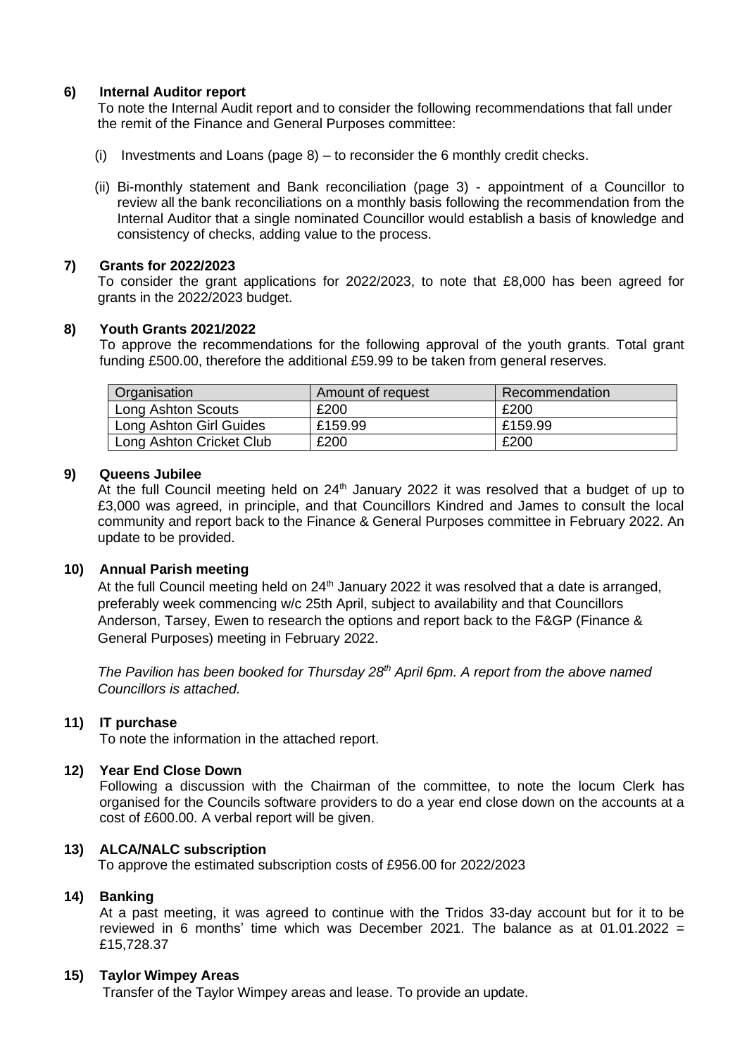**6) Internal Auditor report**

To note the Internal Audit report and to consider the following recommendations that fall under the remit of the Finance and General Purposes committee:

(i) Investments and Loans (page 8) – to reconsider the 6 monthly credit checks.

(ii) Bi-monthly statement and Bank reconciliation (page 3) - appointment of a Councillor to review all the bank reconciliations on a monthly basis following the recommendation from the Internal Auditor that a single nominated Councillor would establish a basis of knowledge and consistency of checks, adding value to the process.

**7) Grants for 2022/2023**

To consider the grant applications for 2022/2023, to note that £8,000 has been agreed for grants in the 2022/2023 budget.

**8) Youth Grants 2021/2022**

To approve the recommendations for the following approval of the youth grants. Total grant funding £500.00, therefore the additional £59.99 to be taken from general reserves.

| Organisation | Amount of request | Recommendation |
|---|---|---|
| Long Ashton Scouts | £200 | £200 |
| Long Ashton Girl Guides | £159.99 | £159.99 |
| Long Ashton Cricket Club | £200 | £200 |

**9) Queens Jubilee**

At the full Council meeting held on 24th January 2022 it was resolved that a budget of up to £3,000 was agreed, in principle, and that Councillors Kindred and James to consult the local community and report back to the Finance & General Purposes committee in February 2022. An update to be provided.

**10) Annual Parish meeting**

At the full Council meeting held on 24th January 2022 it was resolved that a date is arranged, preferably week commencing w/c 25th April, subject to availability and that Councillors Anderson, Tarsey, Ewen to research the options and report back to the F&GP (Finance & General Purposes) meeting in February 2022.

*The Pavilion has been booked for Thursday 28th April 6pm. A report from the above named Councillors is attached.*

**11) IT purchase**

To note the information in the attached report.

**12) Year End Close Down**

Following a discussion with the Chairman of the committee, to note the locum Clerk has organised for the Councils software providers to do a year end close down on the accounts at a cost of £600.00. A verbal report will be given.

**13) ALCA/NALC subscription**

To approve the estimated subscription costs of £956.00 for 2022/2023

**14) Banking**

At a past meeting, it was agreed to continue with the Tridos 33-day account but for it to be reviewed in 6 months' time which was December 2021. The balance as at 01.01.2022 = £15,728.37

**15) Taylor Wimpey Areas**

Transfer of the Taylor Wimpey areas and lease. To provide an update.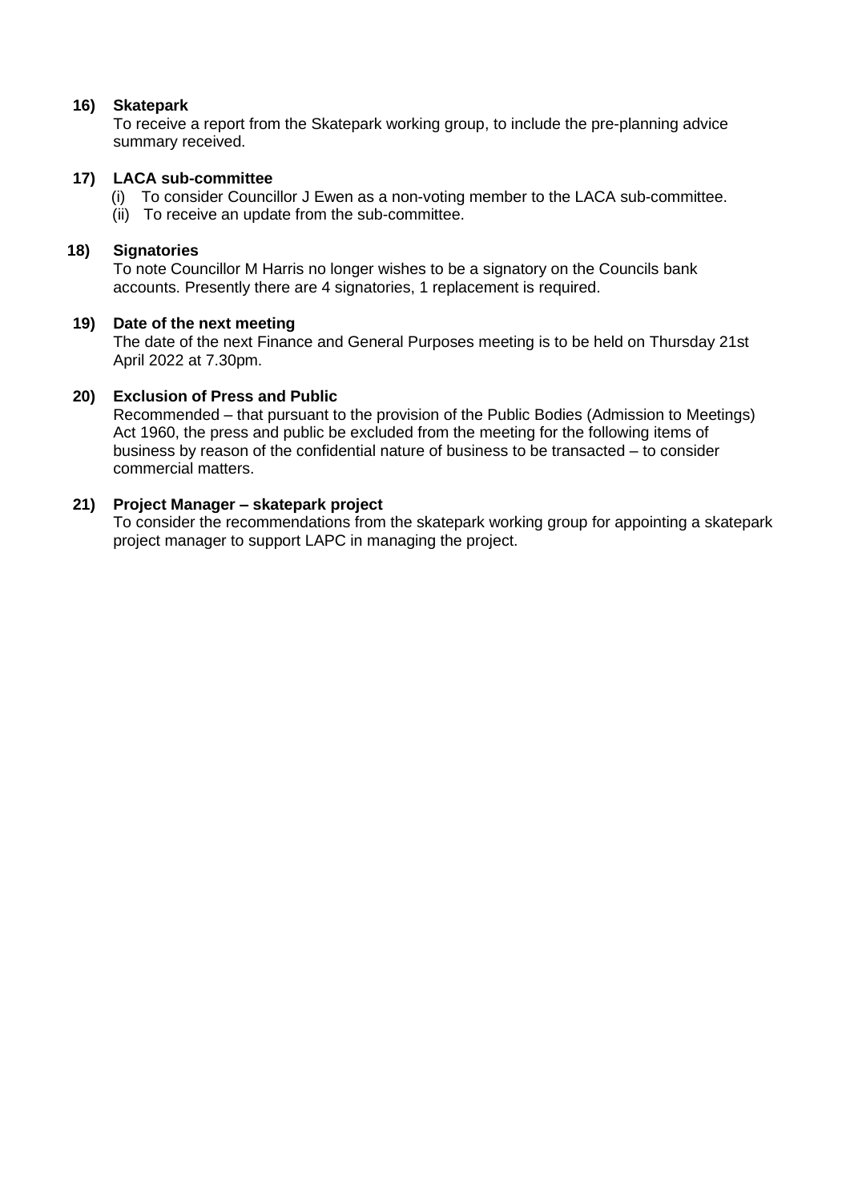**16) Skatepark**

To receive a report from the Skatepark working group, to include the pre-planning advice summary received.

**17) LACA sub-committee**

(i) To consider Councillor J Ewen as a non-voting member to the LACA sub-committee.
(ii) To receive an update from the sub-committee.

**18) Signatories**

To note Councillor M Harris no longer wishes to be a signatory on the Councils bank accounts. Presently there are 4 signatories, 1 replacement is required.

**19) Date of the next meeting**

The date of the next Finance and General Purposes meeting is to be held on Thursday 21st April 2022 at 7.30pm.

**20) Exclusion of Press and Public**

Recommended – that pursuant to the provision of the Public Bodies (Admission to Meetings) Act 1960, the press and public be excluded from the meeting for the following items of business by reason of the confidential nature of business to be transacted – to consider commercial matters.

**21) Project Manager – skatepark project**

To consider the recommendations from the skatepark working group for appointing a skatepark project manager to support LAPC in managing the project.